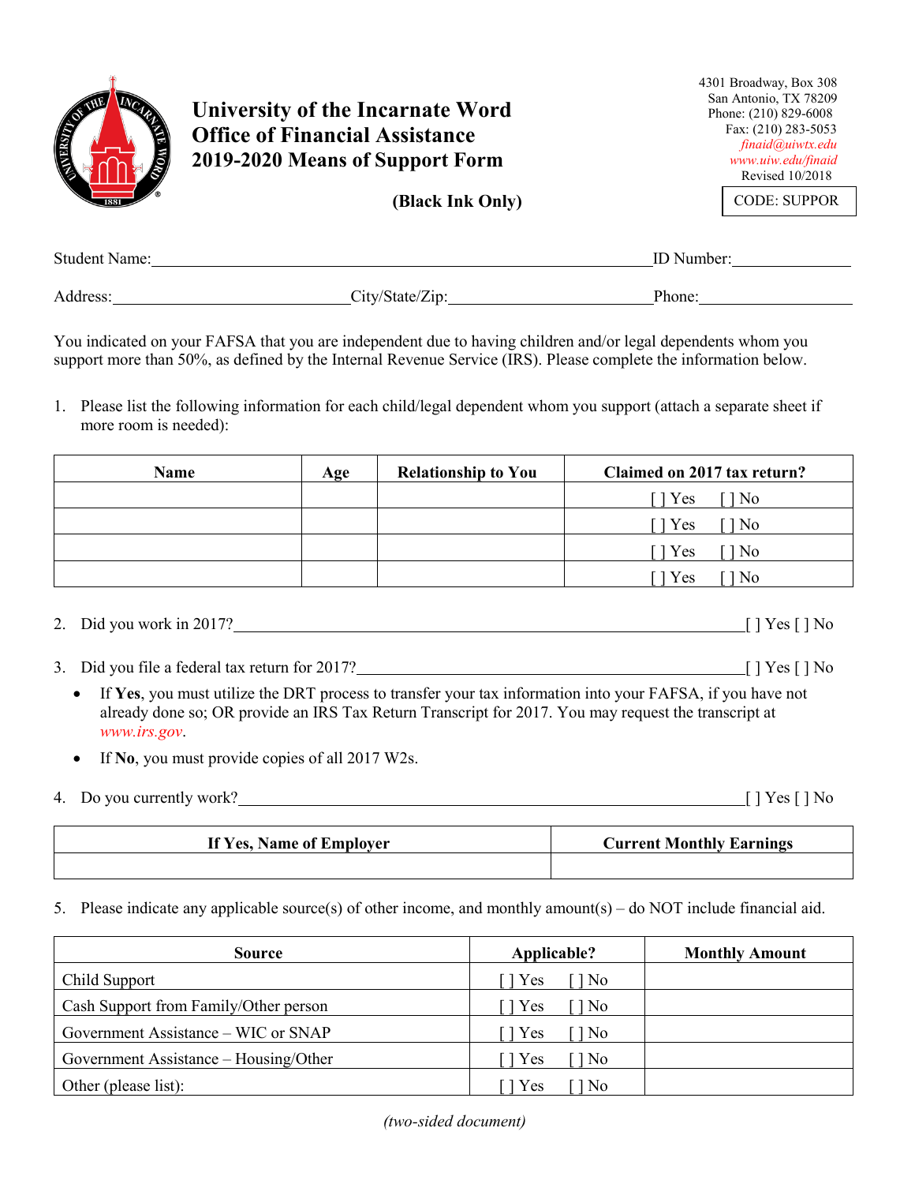# University of the Incarnate Word
## Office of Financial Assistance
## 2019-2020 Means of Support Form

4301 Broadway, Box 308
San Antonio, TX 78209
Phone: (210) 829-6008
Fax: (210) 283-5053
*finaid@uiwtx.edu*
*www.uiw.edu/finaid*
Revised 10/2018

**(Black Ink Only)**

CODE: SUPPOR

Student Name:_______________________________________________ ID Number:______________

Address:____________________________ City/State/Zip:________________________ Phone:__________________

You indicated on your FAFSA that you are independent due to having children and/or legal dependents whom you support more than 50%, as defined by the Internal Revenue Service (IRS). Please complete the information below.

1. Please list the following information for each child/legal dependent whom you support (attach a separate sheet if more room is needed):

| Name | Age | Relationship to You | Claimed on 2017 tax return? |
|---|---|---|---|
| | | | [ ] Yes [ ] No |
| | | | [ ] Yes [ ] No |
| | | | [ ] Yes [ ] No |
| | | | [ ] Yes [ ] No |

2. Did you work in 2017?________________________________________________ [ ] Yes [ ] No

3. Did you file a federal tax return for 2017?_______________________________ [ ] Yes [ ] No
   - If **Yes**, you must utilize the DRT process to transfer your tax information into your FAFSA, if you have not already done so; OR provide an IRS Tax Return Transcript for 2017. You may request the transcript at *www.irs.gov*.
   - If **No**, you must provide copies of all 2017 W2s.

4. Do you currently work?______________________________________________ [ ] Yes [ ] No

| If Yes, Name of Employer | Current Monthly Earnings |
|---|---|
| | |

5. Please indicate any applicable source(s) of other income, and monthly amount(s) – do NOT include financial aid.

| Source | Applicable? | Monthly Amount |
|---|---|---|
| Child Support | [ ] Yes [ ] No | |
| Cash Support from Family/Other person | [ ] Yes [ ] No | |
| Government Assistance – WIC or SNAP | [ ] Yes [ ] No | |
| Government Assistance – Housing/Other | [ ] Yes [ ] No | |
| Other (please list): | [ ] Yes [ ] No | |

*(two-sided document)*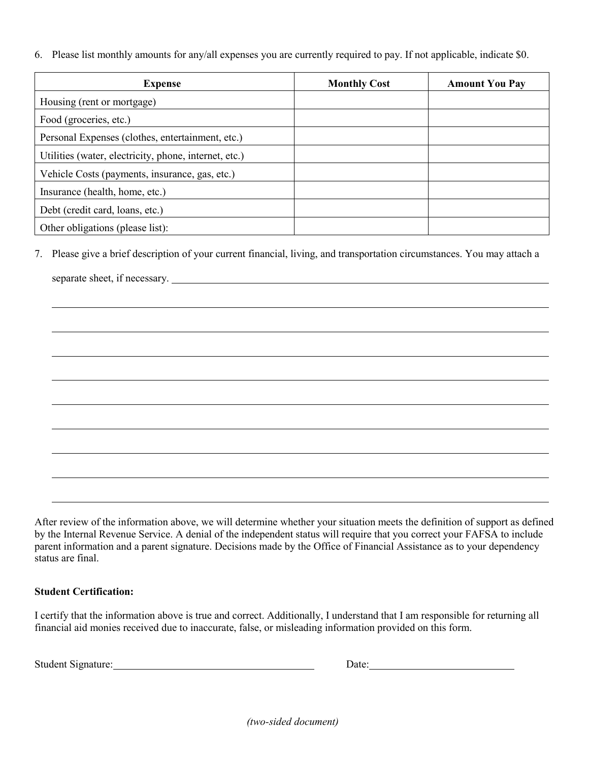6. Please list monthly amounts for any/all expenses you are currently required to pay. If not applicable, indicate $0.

| Expense | Monthly Cost | Amount You Pay |
|---|---|---|
| Housing (rent or mortgage) | | |
| Food (groceries, etc.) | | |
| Personal Expenses (clothes, entertainment, etc.) | | |
| Utilities (water, electricity, phone, internet, etc.) | | |
| Vehicle Costs (payments, insurance, gas, etc.) | | |
| Insurance (health, home, etc.) | | |
| Debt (credit card, loans, etc.) | | |
| Other obligations (please list): | | |

7. Please give a brief description of your current financial, living, and transportation circumstances. You may attach a separate sheet, if necessary. ______________________________________________________________

______________________________________________________________

______________________________________________________________

______________________________________________________________

______________________________________________________________

______________________________________________________________

______________________________________________________________

______________________________________________________________

______________________________________________________________

______________________________________________________________

After review of the information above, we will determine whether your situation meets the definition of support as defined by the Internal Revenue Service. A denial of the independent status will require that you correct your FAFSA to include parent information and a parent signature. Decisions made by the Office of Financial Assistance as to your dependency status are final.

**Student Certification:**

I certify that the information above is true and correct. Additionally, I understand that I am responsible for returning all financial aid monies received due to inaccurate, false, or misleading information provided on this form.

Student Signature:______________________________ Date:______________________

*(two-sided document)*